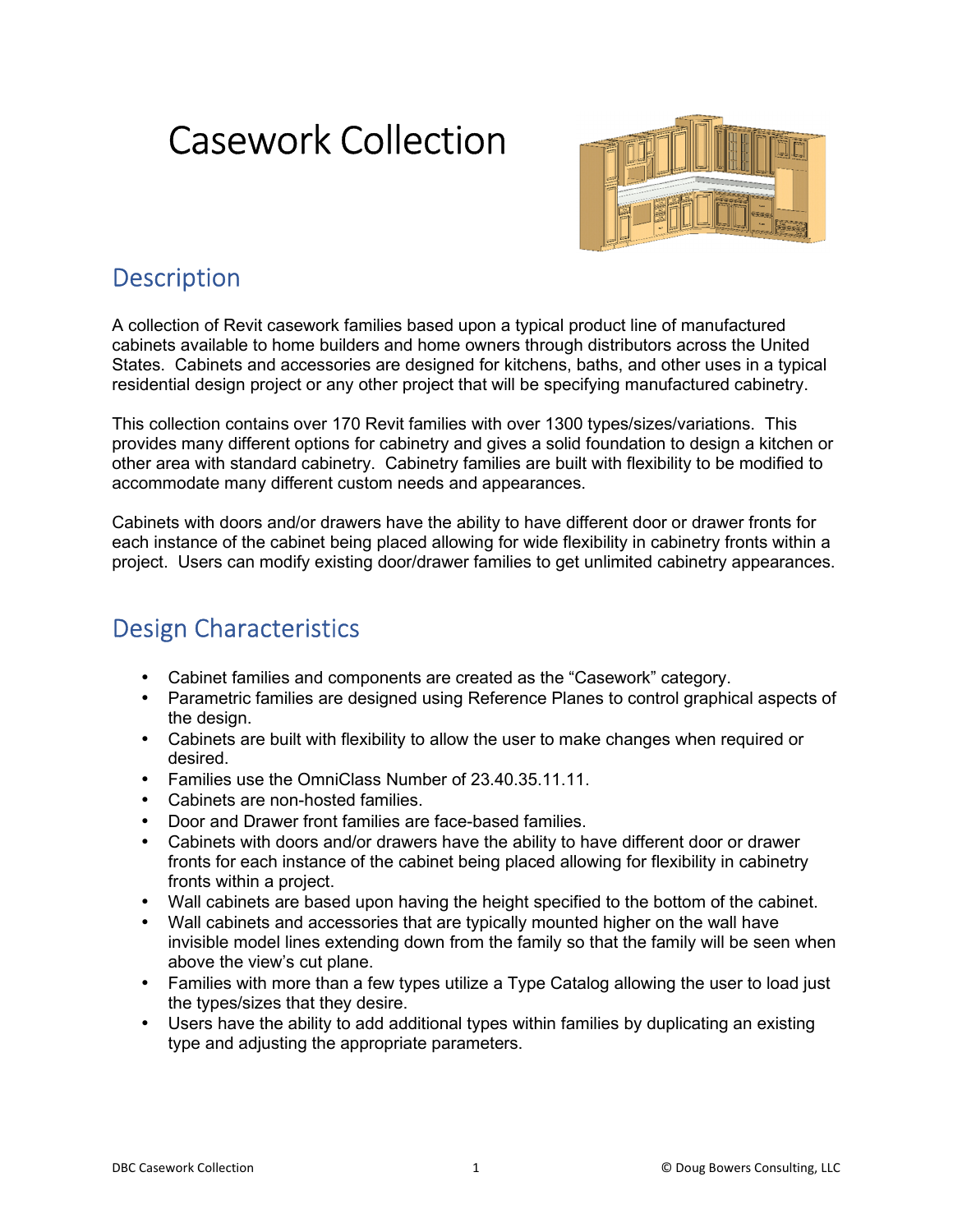# Casework Collection

## Description

A collection of Revit casework families based upon a typical product line of manufactured cabinets available to home builders and home owners through distributors across the United States. Cabinets and accessories are designed for kitchens, baths, and other uses in a typical residential design project or any other project that will be specifying manufactured cabinetry.

This collection contains over 170 Revit families with over 1300 types/sizes/variations. This provides many different options for cabinetry and gives a solid foundation to design a kitchen or other area with standard cabinetry. Cabinetry families are built with flexibility to be modified to accommodate many different custom needs and appearances.

Cabinets with doors and/or drawers have the ability to have different door or drawer fronts for each instance of the cabinet being placed allowing for wide flexibility in cabinetry fronts within a project. Users can modify existing door/drawer families to get unlimited cabinetry appearances.

## Design Characteristics

- Cabinet families and components are created as the "Casework" category.
- Parametric families are designed using Reference Planes to control graphical aspects of the design.
- Cabinets are built with flexibility to allow the user to make changes when required or desired.
- Families use the OmniClass Number of 23.40.35.11.11.
- Cabinets are non-hosted families.
- Door and Drawer front families are face-based families.
- Cabinets with doors and/or drawers have the ability to have different door or drawer fronts for each instance of the cabinet being placed allowing for flexibility in cabinetry fronts within a project.
- Wall cabinets are based upon having the height specified to the bottom of the cabinet.
- Wall cabinets and accessories that are typically mounted higher on the wall have invisible model lines extending down from the family so that the family will be seen when above the view's cut plane.
- Families with more than a few types utilize a Type Catalog allowing the user to load just the types/sizes that they desire.
- Users have the ability to add additional types within families by duplicating an existing type and adjusting the appropriate parameters.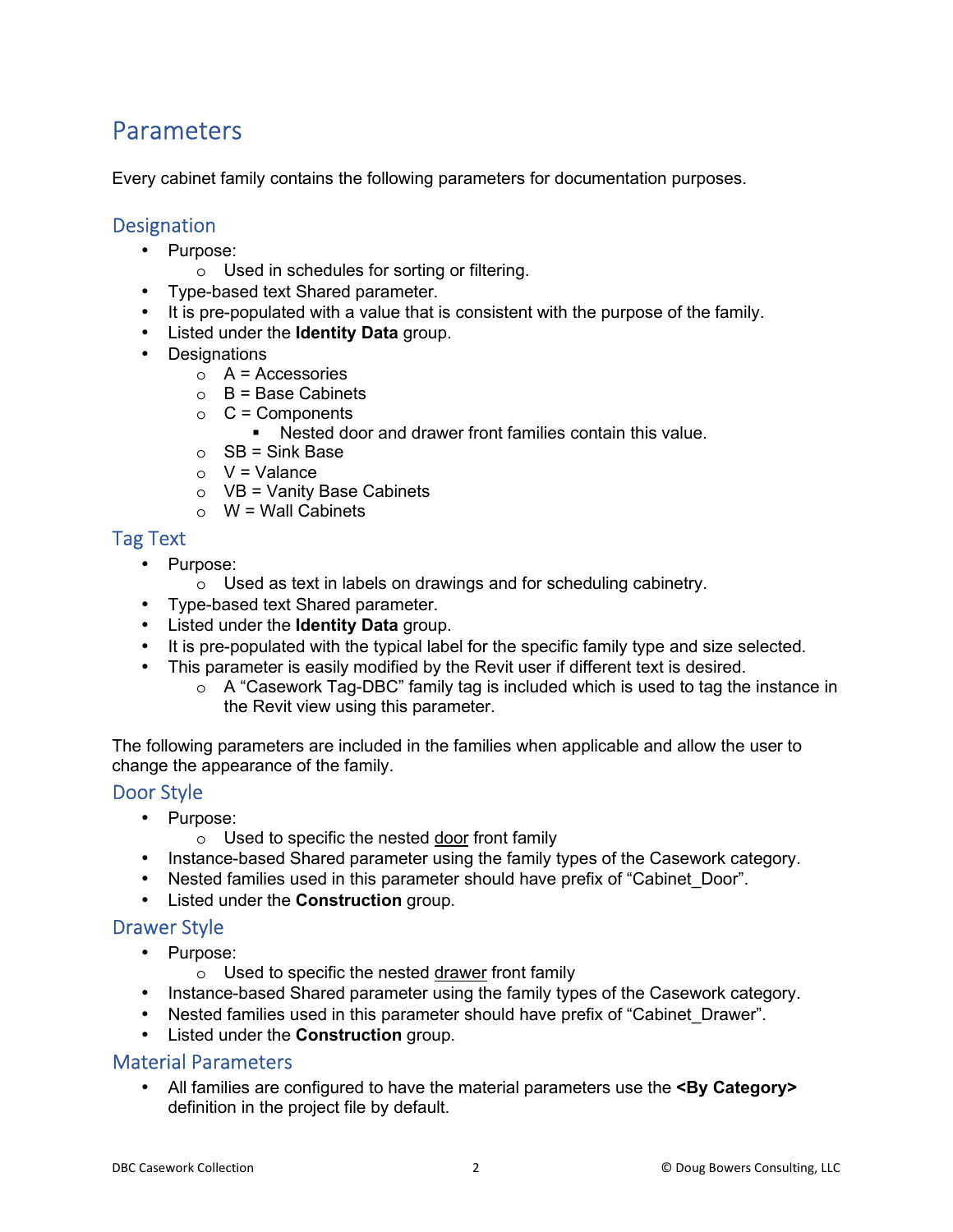# Parameters

Every cabinet family contains the following parameters for documentation purposes.

## Designation

- Purpose:
  - Used in schedules for sorting or filtering.
- Type-based text Shared parameter.
- It is pre-populated with a value that is consistent with the purpose of the family.
- Listed under the **Identity Data** group.
- Designations
  - A = Accessories
  - B = Base Cabinets
  - C = Components
    - Nested door and drawer front families contain this value.
  - SB = Sink Base
  - V = Valance
  - VB = Vanity Base Cabinets
  - W = Wall Cabinets

## Tag Text

- Purpose:
  - Used as text in labels on drawings and for scheduling cabinetry.
- Type-based text Shared parameter.
- Listed under the **Identity Data** group.
- It is pre-populated with the typical label for the specific family type and size selected.
- This parameter is easily modified by the Revit user if different text is desired.
  - A "Casework Tag-DBC" family tag is included which is used to tag the instance in the Revit view using this parameter.

The following parameters are included in the families when applicable and allow the user to change the appearance of the family.

## Door Style

- Purpose:
  - Used to specific the nested <u>door</u> front family
- Instance-based Shared parameter using the family types of the Casework category.
- Nested families used in this parameter should have prefix of "Cabinet_Door".
- Listed under the **Construction** group.

## Drawer Style

- Purpose:
  - Used to specific the nested <u>drawer</u> front family
- Instance-based Shared parameter using the family types of the Casework category.
- Nested families used in this parameter should have prefix of "Cabinet_Drawer".
- Listed under the **Construction** group.

## Material Parameters

- All families are configured to have the material parameters use the **<By Category>** definition in the project file by default.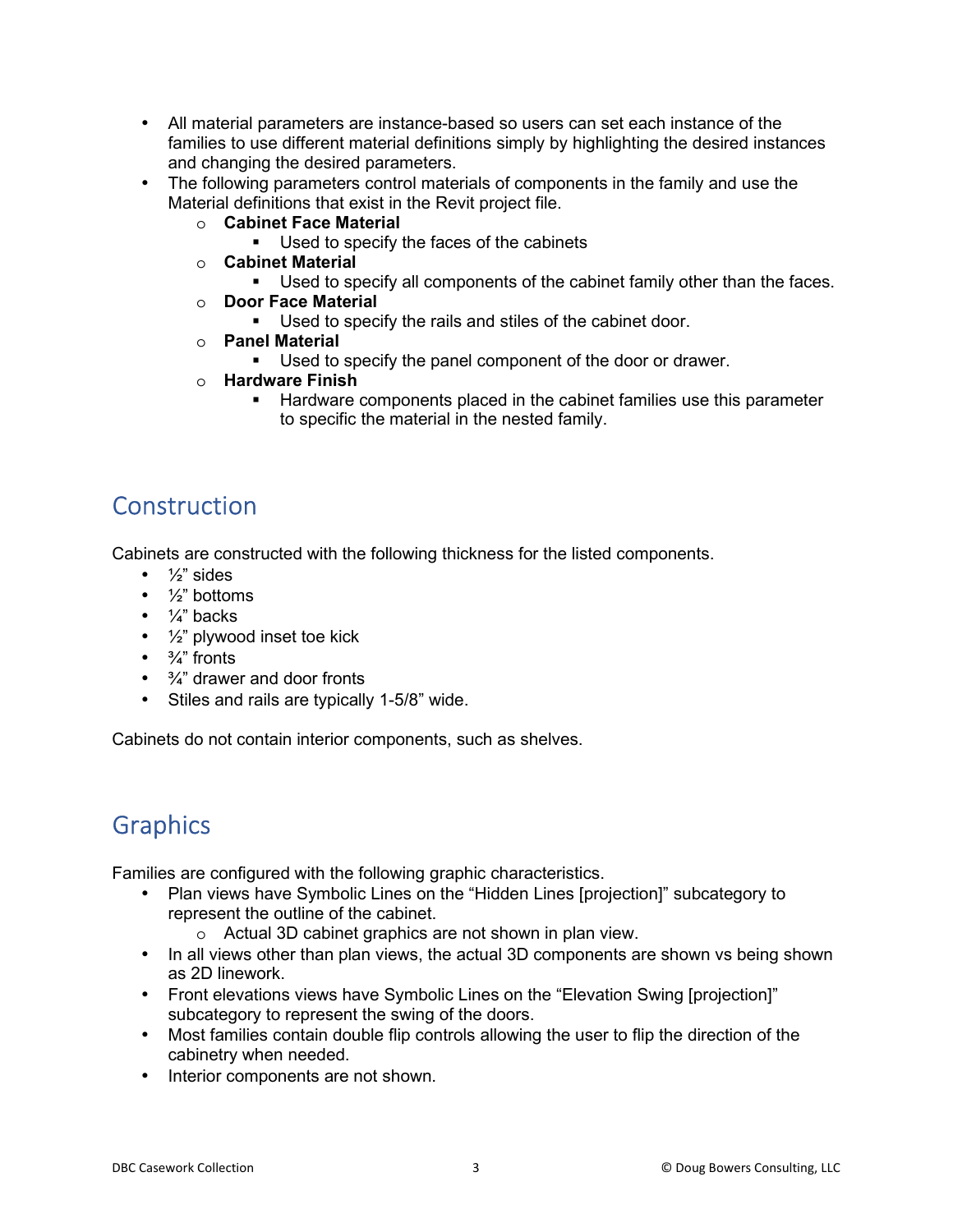- All material parameters are instance-based so users can set each instance of the families to use different material definitions simply by highlighting the desired instances and changing the desired parameters.
- The following parameters control materials of components in the family and use the Material definitions that exist in the Revit project file.
  - **Cabinet Face Material**
    - Used to specify the faces of the cabinets
  - **Cabinet Material**
    - Used to specify all components of the cabinet family other than the faces.
  - **Door Face Material**
    - Used to specify the rails and stiles of the cabinet door.
  - **Panel Material**
    - Used to specify the panel component of the door or drawer.
  - **Hardware Finish**
    - Hardware components placed in the cabinet families use this parameter to specific the material in the nested family.

## Construction

Cabinets are constructed with the following thickness for the listed components.

- ½" sides
- ½" bottoms
- ¼" backs
- ½" plywood inset toe kick
- ¾" fronts
- ¾" drawer and door fronts
- Stiles and rails are typically 1-5/8" wide.

Cabinets do not contain interior components, such as shelves.

## Graphics

Families are configured with the following graphic characteristics.

- Plan views have Symbolic Lines on the "Hidden Lines [projection]" subcategory to represent the outline of the cabinet.
  - Actual 3D cabinet graphics are not shown in plan view.
- In all views other than plan views, the actual 3D components are shown vs being shown as 2D linework.
- Front elevations views have Symbolic Lines on the "Elevation Swing [projection]" subcategory to represent the swing of the doors.
- Most families contain double flip controls allowing the user to flip the direction of the cabinetry when needed.
- Interior components are not shown.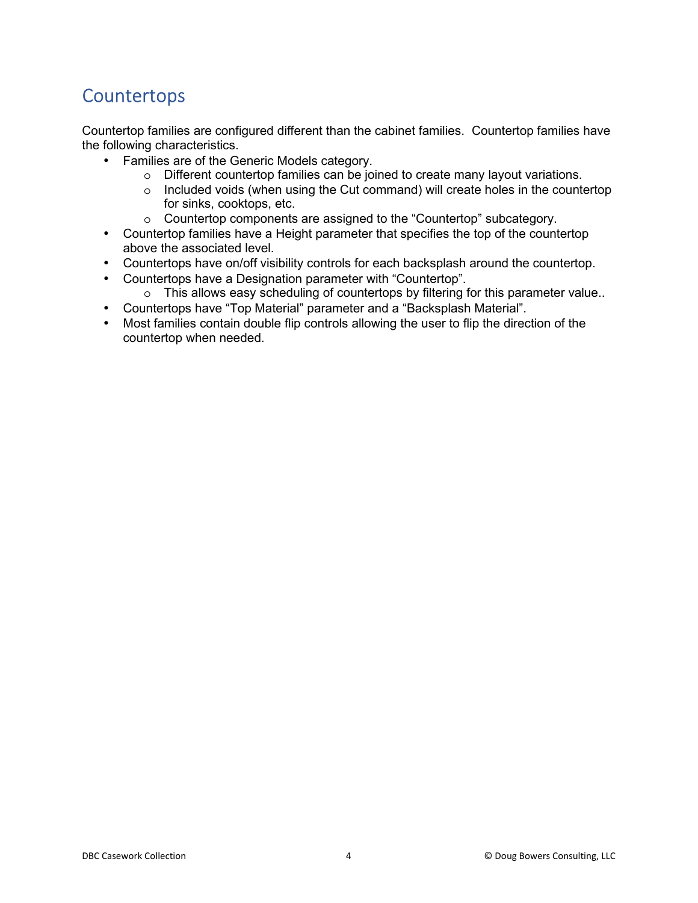## Countertops

Countertop families are configured different than the cabinet families. Countertop families have the following characteristics.

- Families are of the Generic Models category.
  - Different countertop families can be joined to create many layout variations.
  - Included voids (when using the Cut command) will create holes in the countertop for sinks, cooktops, etc.
  - Countertop components are assigned to the "Countertop" subcategory.
- Countertop families have a Height parameter that specifies the top of the countertop above the associated level.
- Countertops have on/off visibility controls for each backsplash around the countertop.
- Countertops have a Designation parameter with "Countertop".
  - This allows easy scheduling of countertops by filtering for this parameter value..
- Countertops have "Top Material" parameter and a "Backsplash Material".
- Most families contain double flip controls allowing the user to flip the direction of the countertop when needed.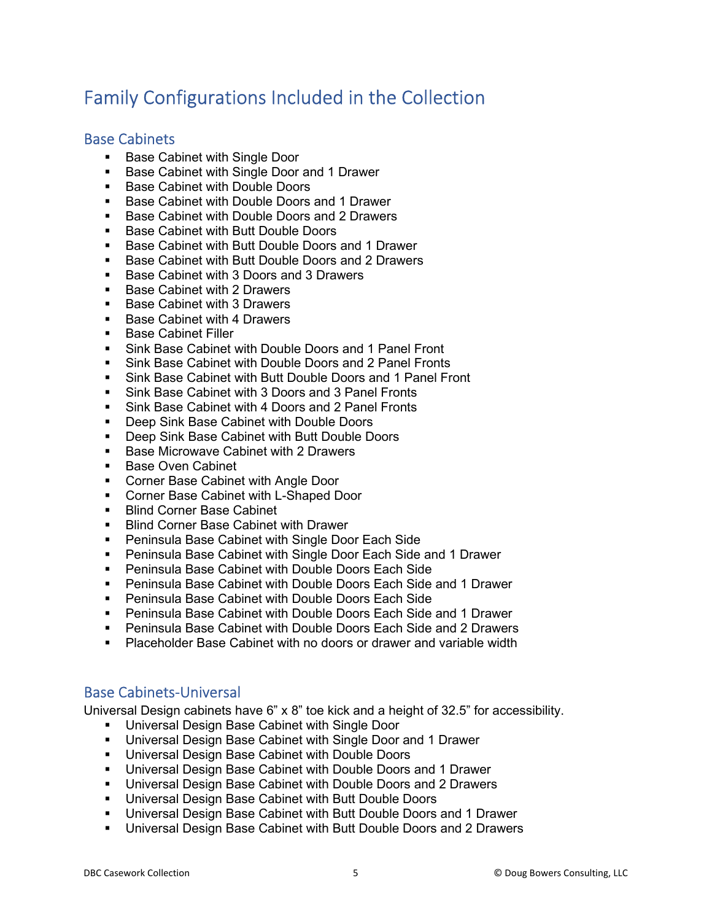# Family Configurations Included in the Collection

## Base Cabinets

- Base Cabinet with Single Door
- Base Cabinet with Single Door and 1 Drawer
- Base Cabinet with Double Doors
- Base Cabinet with Double Doors and 1 Drawer
- Base Cabinet with Double Doors and 2 Drawers
- Base Cabinet with Butt Double Doors
- Base Cabinet with Butt Double Doors and 1 Drawer
- Base Cabinet with Butt Double Doors and 2 Drawers
- Base Cabinet with 3 Doors and 3 Drawers
- Base Cabinet with 2 Drawers
- Base Cabinet with 3 Drawers
- Base Cabinet with 4 Drawers
- Base Cabinet Filler
- Sink Base Cabinet with Double Doors and 1 Panel Front
- Sink Base Cabinet with Double Doors and 2 Panel Fronts
- Sink Base Cabinet with Butt Double Doors and 1 Panel Front
- Sink Base Cabinet with 3 Doors and 3 Panel Fronts
- Sink Base Cabinet with 4 Doors and 2 Panel Fronts
- Deep Sink Base Cabinet with Double Doors
- Deep Sink Base Cabinet with Butt Double Doors
- Base Microwave Cabinet with 2 Drawers
- Base Oven Cabinet
- Corner Base Cabinet with Angle Door
- Corner Base Cabinet with L-Shaped Door
- Blind Corner Base Cabinet
- Blind Corner Base Cabinet with Drawer
- Peninsula Base Cabinet with Single Door Each Side
- Peninsula Base Cabinet with Single Door Each Side and 1 Drawer
- Peninsula Base Cabinet with Double Doors Each Side
- Peninsula Base Cabinet with Double Doors Each Side and 1 Drawer
- Peninsula Base Cabinet with Double Doors Each Side
- Peninsula Base Cabinet with Double Doors Each Side and 1 Drawer
- Peninsula Base Cabinet with Double Doors Each Side and 2 Drawers
- Placeholder Base Cabinet with no doors or drawer and variable width

## Base Cabinets-Universal

Universal Design cabinets have 6" x 8" toe kick and a height of 32.5" for accessibility.

- Universal Design Base Cabinet with Single Door
- Universal Design Base Cabinet with Single Door and 1 Drawer
- Universal Design Base Cabinet with Double Doors
- Universal Design Base Cabinet with Double Doors and 1 Drawer
- Universal Design Base Cabinet with Double Doors and 2 Drawers
- Universal Design Base Cabinet with Butt Double Doors
- Universal Design Base Cabinet with Butt Double Doors and 1 Drawer
- Universal Design Base Cabinet with Butt Double Doors and 2 Drawers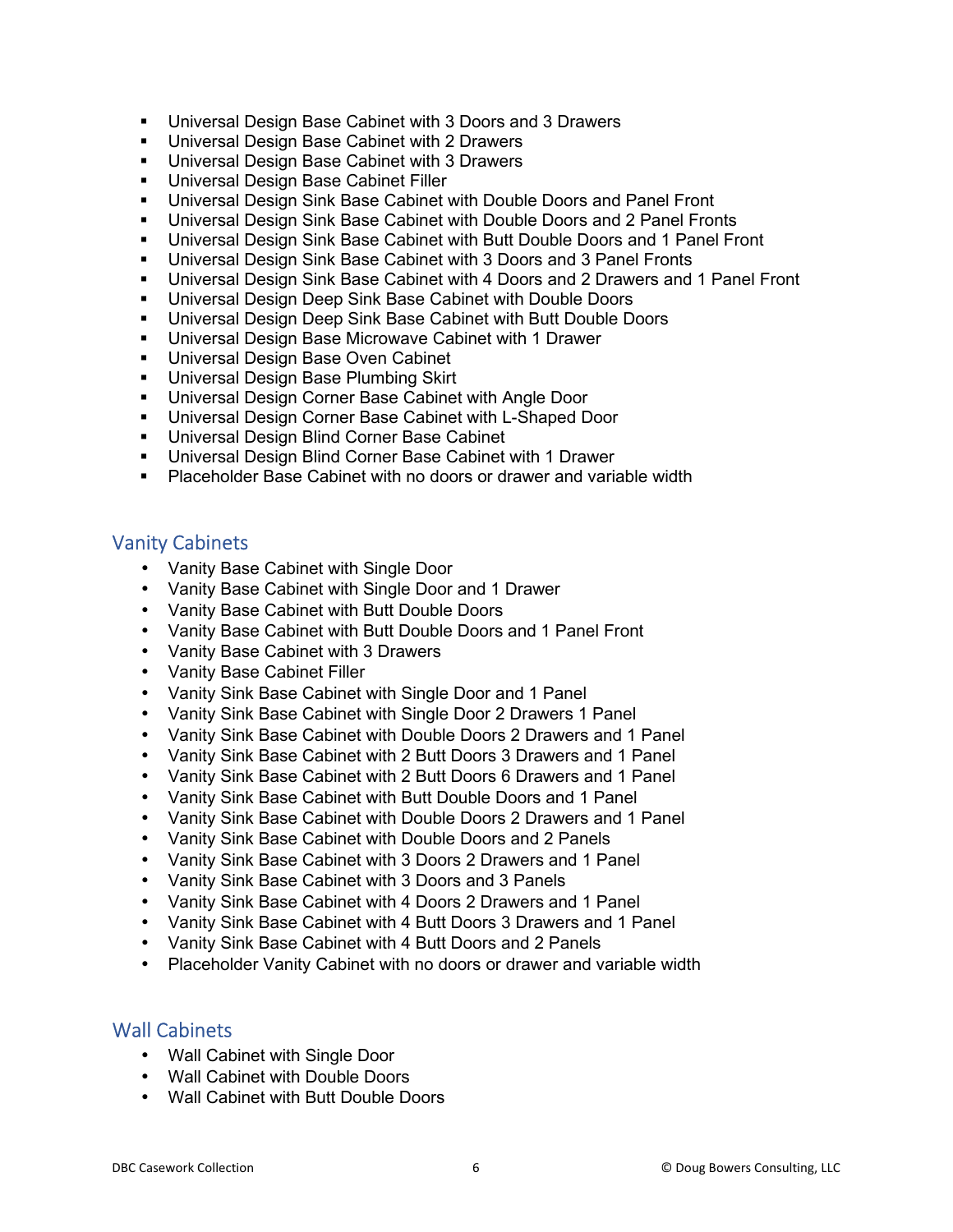- Universal Design Base Cabinet with 3 Doors and 3 Drawers
- Universal Design Base Cabinet with 2 Drawers
- Universal Design Base Cabinet with 3 Drawers
- Universal Design Base Cabinet Filler
- Universal Design Sink Base Cabinet with Double Doors and Panel Front
- Universal Design Sink Base Cabinet with Double Doors and 2 Panel Fronts
- Universal Design Sink Base Cabinet with Butt Double Doors and 1 Panel Front
- Universal Design Sink Base Cabinet with 3 Doors and 3 Panel Fronts
- Universal Design Sink Base Cabinet with 4 Doors and 2 Drawers and 1 Panel Front
- Universal Design Deep Sink Base Cabinet with Double Doors
- Universal Design Deep Sink Base Cabinet with Butt Double Doors
- Universal Design Base Microwave Cabinet with 1 Drawer
- Universal Design Base Oven Cabinet
- Universal Design Base Plumbing Skirt
- Universal Design Corner Base Cabinet with Angle Door
- Universal Design Corner Base Cabinet with L-Shaped Door
- Universal Design Blind Corner Base Cabinet
- Universal Design Blind Corner Base Cabinet with 1 Drawer
- Placeholder Base Cabinet with no doors or drawer and variable width

## Vanity Cabinets

- Vanity Base Cabinet with Single Door
- Vanity Base Cabinet with Single Door and 1 Drawer
- Vanity Base Cabinet with Butt Double Doors
- Vanity Base Cabinet with Butt Double Doors and 1 Panel Front
- Vanity Base Cabinet with 3 Drawers
- Vanity Base Cabinet Filler
- Vanity Sink Base Cabinet with Single Door and 1 Panel
- Vanity Sink Base Cabinet with Single Door 2 Drawers 1 Panel
- Vanity Sink Base Cabinet with Double Doors 2 Drawers and 1 Panel
- Vanity Sink Base Cabinet with 2 Butt Doors 3 Drawers and 1 Panel
- Vanity Sink Base Cabinet with 2 Butt Doors 6 Drawers and 1 Panel
- Vanity Sink Base Cabinet with Butt Double Doors and 1 Panel
- Vanity Sink Base Cabinet with Double Doors 2 Drawers and 1 Panel
- Vanity Sink Base Cabinet with Double Doors and 2 Panels
- Vanity Sink Base Cabinet with 3 Doors 2 Drawers and 1 Panel
- Vanity Sink Base Cabinet with 3 Doors and 3 Panels
- Vanity Sink Base Cabinet with 4 Doors 2 Drawers and 1 Panel
- Vanity Sink Base Cabinet with 4 Butt Doors 3 Drawers and 1 Panel
- Vanity Sink Base Cabinet with 4 Butt Doors and 2 Panels
- Placeholder Vanity Cabinet with no doors or drawer and variable width

## Wall Cabinets

- Wall Cabinet with Single Door
- Wall Cabinet with Double Doors
- Wall Cabinet with Butt Double Doors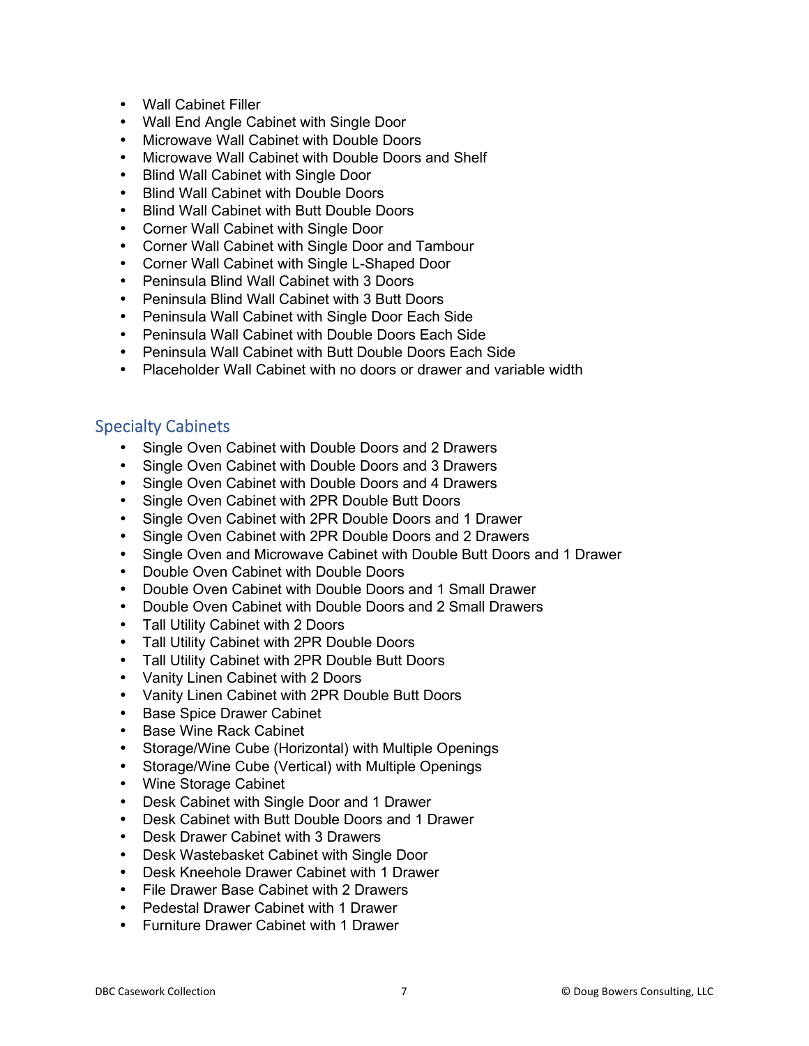- Wall Cabinet Filler
- Wall End Angle Cabinet with Single Door
- Microwave Wall Cabinet with Double Doors
- Microwave Wall Cabinet with Double Doors and Shelf
- Blind Wall Cabinet with Single Door
- Blind Wall Cabinet with Double Doors
- Blind Wall Cabinet with Butt Double Doors
- Corner Wall Cabinet with Single Door
- Corner Wall Cabinet with Single Door and Tambour
- Corner Wall Cabinet with Single L-Shaped Door
- Peninsula Blind Wall Cabinet with 3 Doors
- Peninsula Blind Wall Cabinet with 3 Butt Doors
- Peninsula Wall Cabinet with Single Door Each Side
- Peninsula Wall Cabinet with Double Doors Each Side
- Peninsula Wall Cabinet with Butt Double Doors Each Side
- Placeholder Wall Cabinet with no doors or drawer and variable width

## Specialty Cabinets

- Single Oven Cabinet with Double Doors and 2 Drawers
- Single Oven Cabinet with Double Doors and 3 Drawers
- Single Oven Cabinet with Double Doors and 4 Drawers
- Single Oven Cabinet with 2PR Double Butt Doors
- Single Oven Cabinet with 2PR Double Doors and 1 Drawer
- Single Oven Cabinet with 2PR Double Doors and 2 Drawers
- Single Oven and Microwave Cabinet with Double Butt Doors and 1 Drawer
- Double Oven Cabinet with Double Doors
- Double Oven Cabinet with Double Doors and 1 Small Drawer
- Double Oven Cabinet with Double Doors and 2 Small Drawers
- Tall Utility Cabinet with 2 Doors
- Tall Utility Cabinet with 2PR Double Doors
- Tall Utility Cabinet with 2PR Double Butt Doors
- Vanity Linen Cabinet with 2 Doors
- Vanity Linen Cabinet with 2PR Double Butt Doors
- Base Spice Drawer Cabinet
- Base Wine Rack Cabinet
- Storage/Wine Cube (Horizontal) with Multiple Openings
- Storage/Wine Cube (Vertical) with Multiple Openings
- Wine Storage Cabinet
- Desk Cabinet with Single Door and 1 Drawer
- Desk Cabinet with Butt Double Doors and 1 Drawer
- Desk Drawer Cabinet with 3 Drawers
- Desk Wastebasket Cabinet with Single Door
- Desk Kneehole Drawer Cabinet with 1 Drawer
- File Drawer Base Cabinet with 2 Drawers
- Pedestal Drawer Cabinet with 1 Drawer
- Furniture Drawer Cabinet with 1 Drawer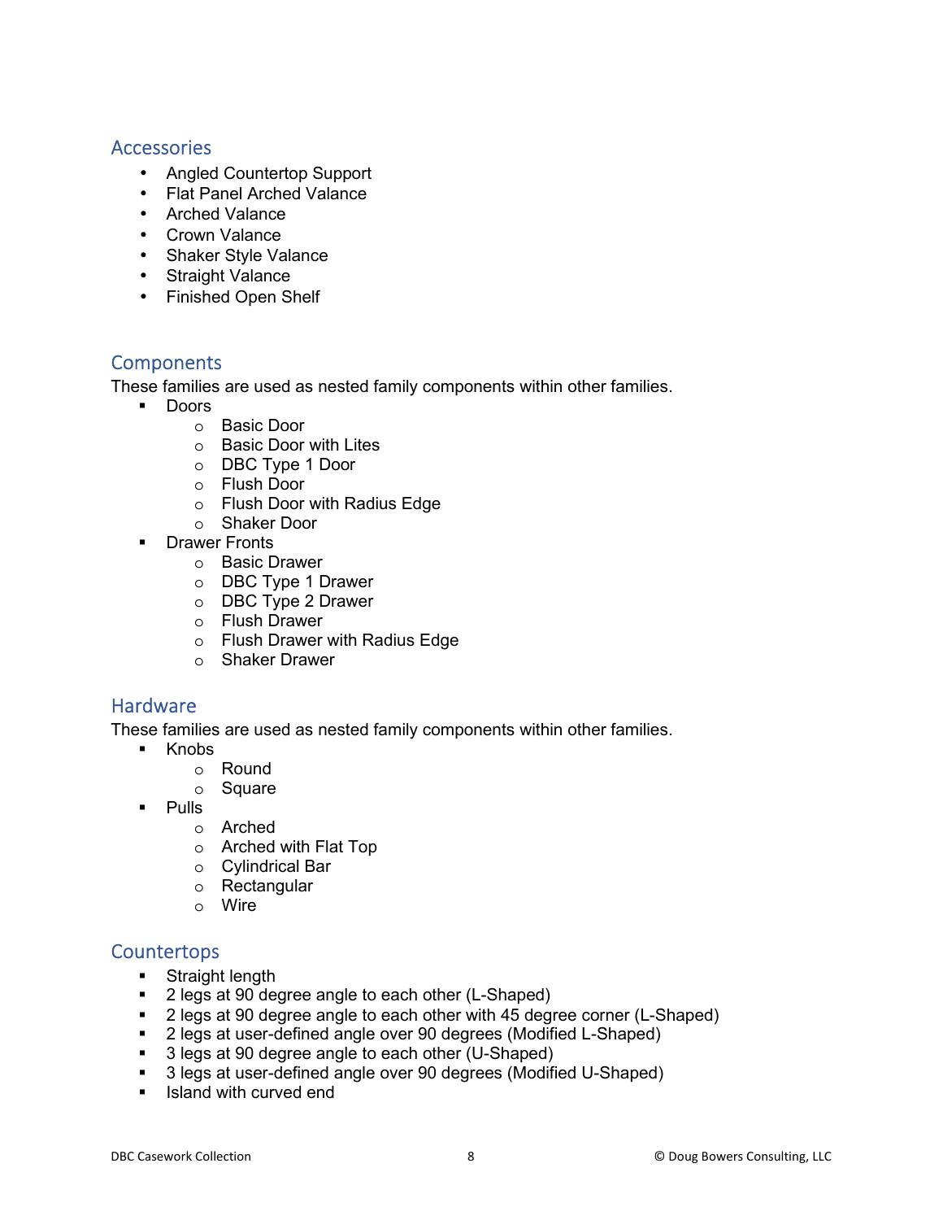## Accessories

- Angled Countertop Support
- Flat Panel Arched Valance
- Arched Valance
- Crown Valance
- Shaker Style Valance
- Straight Valance
- Finished Open Shelf

## Components

These families are used as nested family components within other families.

- Doors
  - Basic Door
  - Basic Door with Lites
  - DBC Type 1 Door
  - Flush Door
  - Flush Door with Radius Edge
  - Shaker Door
- Drawer Fronts
  - Basic Drawer
  - DBC Type 1 Drawer
  - DBC Type 2 Drawer
  - Flush Drawer
  - Flush Drawer with Radius Edge
  - Shaker Drawer

## Hardware

These families are used as nested family components within other families.

- Knobs
  - Round
  - Square
- Pulls
  - Arched
  - Arched with Flat Top
  - Cylindrical Bar
  - Rectangular
  - Wire

## Countertops

- Straight length
- 2 legs at 90 degree angle to each other (L-Shaped)
- 2 legs at 90 degree angle to each other with 45 degree corner (L-Shaped)
- 2 legs at user-defined angle over 90 degrees (Modified L-Shaped)
- 3 legs at 90 degree angle to each other (U-Shaped)
- 3 legs at user-defined angle over 90 degrees (Modified U-Shaped)
- Island with curved end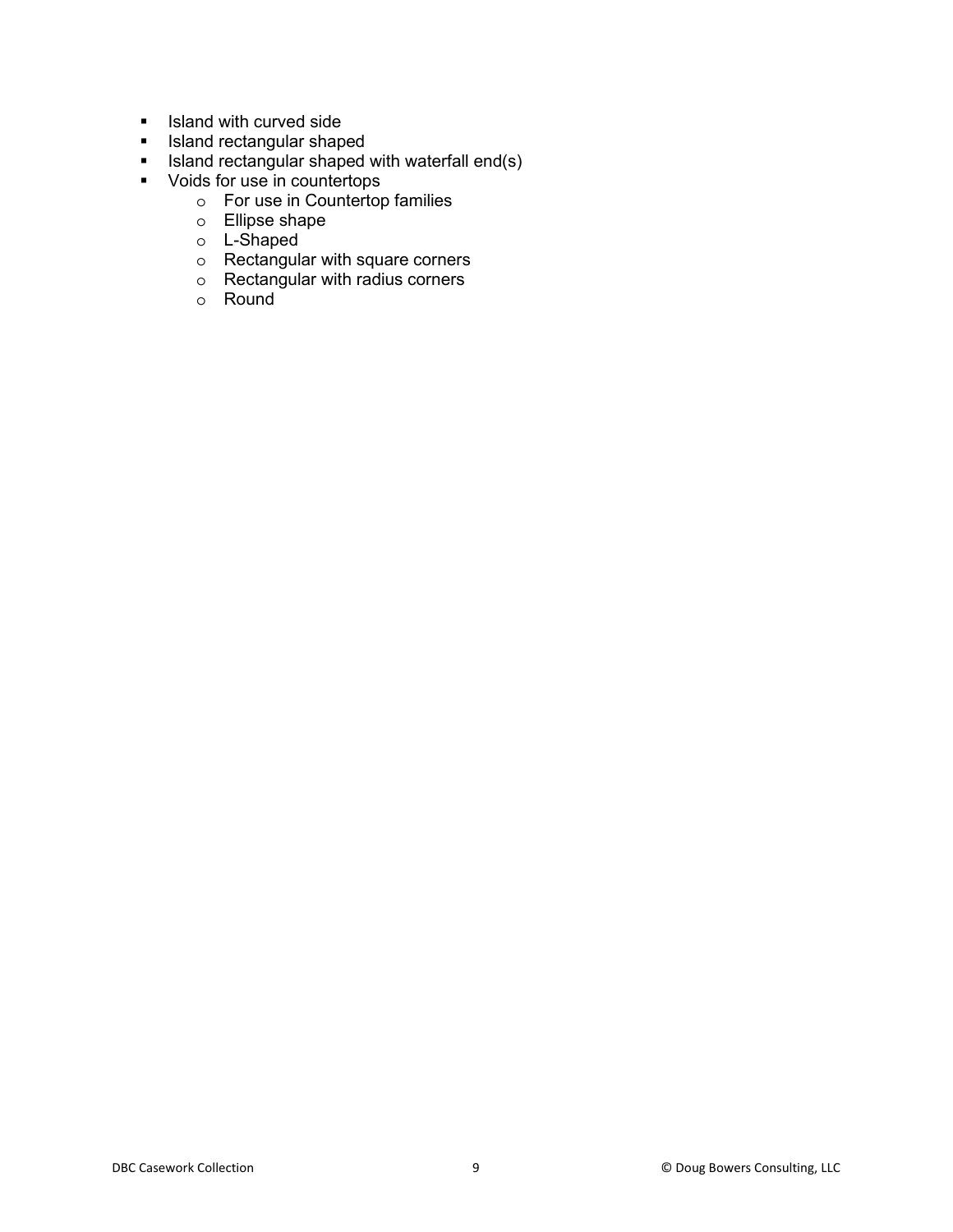- Island with curved side
- Island rectangular shaped
- Island rectangular shaped with waterfall end(s)
- Voids for use in countertops
  - For use in Countertop families
  - Ellipse shape
  - L-Shaped
  - Rectangular with square corners
  - Rectangular with radius corners
  - Round